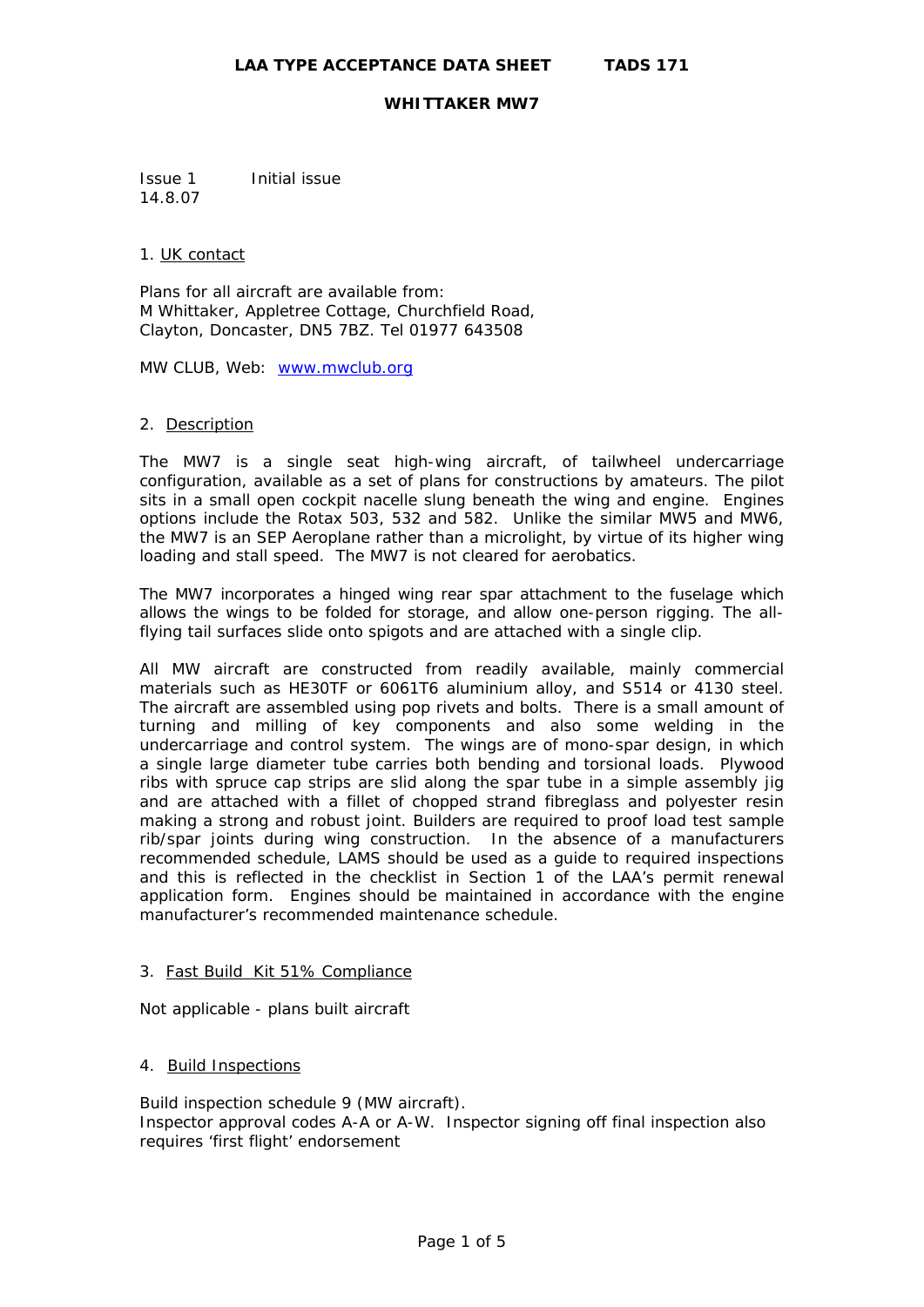# LAA TYPE ACCEPTANCE DATA SHEET TADS 171

## WHITTAKER MW7

Issue 1 14.8.07 Initial issue

### 1. UK contact

Plans for all aircraft are available from:
M Whittaker, Appletree Cottage, Churchfield Road,
Clayton, Doncaster, DN5 7BZ. Tel 01977 643508

MW CLUB, Web: [www.mwclub.org](www.mwclub.org)

### 2. Description

The MW7 is a single seat high-wing aircraft, of tailwheel undercarriage configuration, available as a set of plans for constructions by amateurs. The pilot sits in a small open cockpit nacelle slung beneath the wing and engine. Engines options include the Rotax 503, 532 and 582. Unlike the similar MW5 and MW6, the MW7 is an SEP Aeroplane rather than a microlight, by virtue of its higher wing loading and stall speed. The MW7 is not cleared for aerobatics.

The MW7 incorporates a hinged wing rear spar attachment to the fuselage which allows the wings to be folded for storage, and allow one-person rigging. The all-flying tail surfaces slide onto spigots and are attached with a single clip.

All MW aircraft are constructed from readily available, mainly commercial materials such as HE30TF or 6061T6 aluminium alloy, and S514 or 4130 steel. The aircraft are assembled using pop rivets and bolts. There is a small amount of turning and milling of key components and also some welding in the undercarriage and control system. The wings are of mono-spar design, in which a single large diameter tube carries both bending and torsional loads. Plywood ribs with spruce cap strips are slid along the spar tube in a simple assembly jig and are attached with a fillet of chopped strand fibreglass and polyester resin making a strong and robust joint. Builders are required to proof load test sample rib/spar joints during wing construction. In the absence of a manufacturers recommended schedule, LAMS should be used as a guide to required inspections and this is reflected in the checklist in Section 1 of the LAA's permit renewal application form. Engines should be maintained in accordance with the engine manufacturer's recommended maintenance schedule.

### 3. Fast Build Kit 51% Compliance

Not applicable - plans built aircraft

### 4. Build Inspections

Build inspection schedule 9 (MW aircraft).
Inspector approval codes A-A or A-W. Inspector signing off final inspection also requires 'first flight' endorsement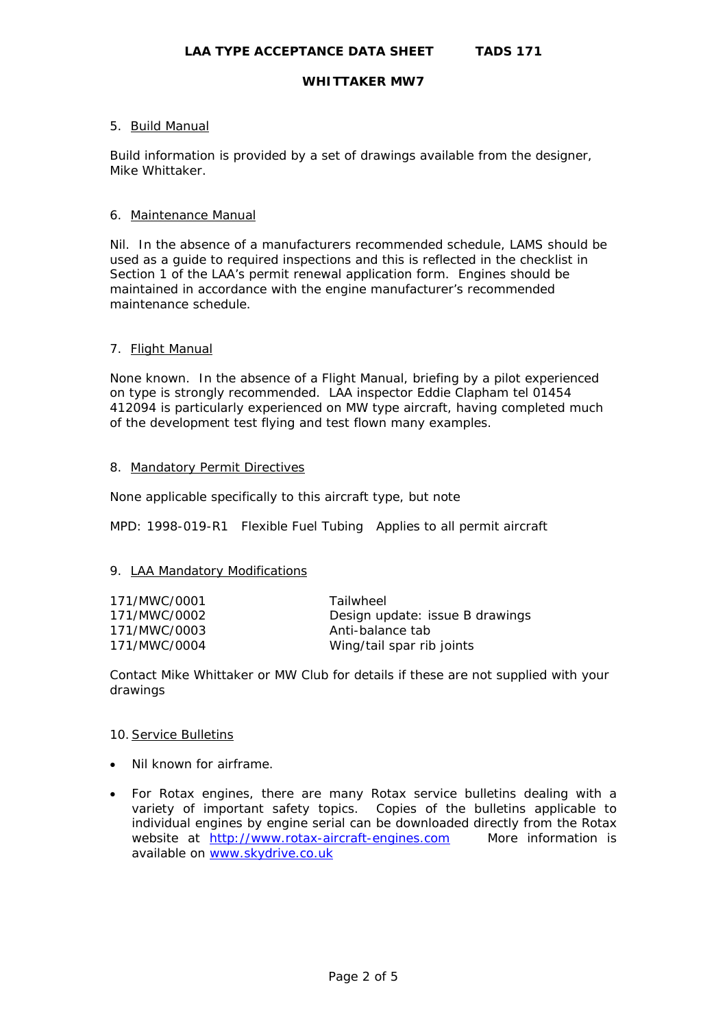## 5. Build Manual

Build information is provided by a set of drawings available from the designer, Mike Whittaker.

## 6. Maintenance Manual

Nil. In the absence of a manufacturers recommended schedule, LAMS should be used as a guide to required inspections and this is reflected in the checklist in Section 1 of the LAA's permit renewal application form. Engines should be maintained in accordance with the engine manufacturer's recommended maintenance schedule.

## 7. Flight Manual

None known. In the absence of a Flight Manual, briefing by a pilot experienced on type is strongly recommended. LAA inspector Eddie Clapham tel 01454 412094 is particularly experienced on MW type aircraft, having completed much of the development test flying and test flown many examples.

## 8. Mandatory Permit Directives

None applicable specifically to this aircraft type, but note

MPD: 1998-019-R1   Flexible Fuel Tubing   Applies to all permit aircraft

## 9. LAA Mandatory Modifications

| | |
|---|---|
| 171/MWC/0001 | Tailwheel |
| 171/MWC/0002 | Design update: issue B drawings |
| 171/MWC/0003 | Anti-balance tab |
| 171/MWC/0004 | Wing/tail spar rib joints |

Contact Mike Whittaker or MW Club for details if these are not supplied with your drawings

## 10. Service Bulletins

- Nil known for airframe.
- For Rotax engines, there are many Rotax service bulletins dealing with a variety of important safety topics. Copies of the bulletins applicable to individual engines by engine serial can be downloaded directly from the Rotax website at http://www.rotax-aircraft-engines.com More information is available on www.skydrive.co.uk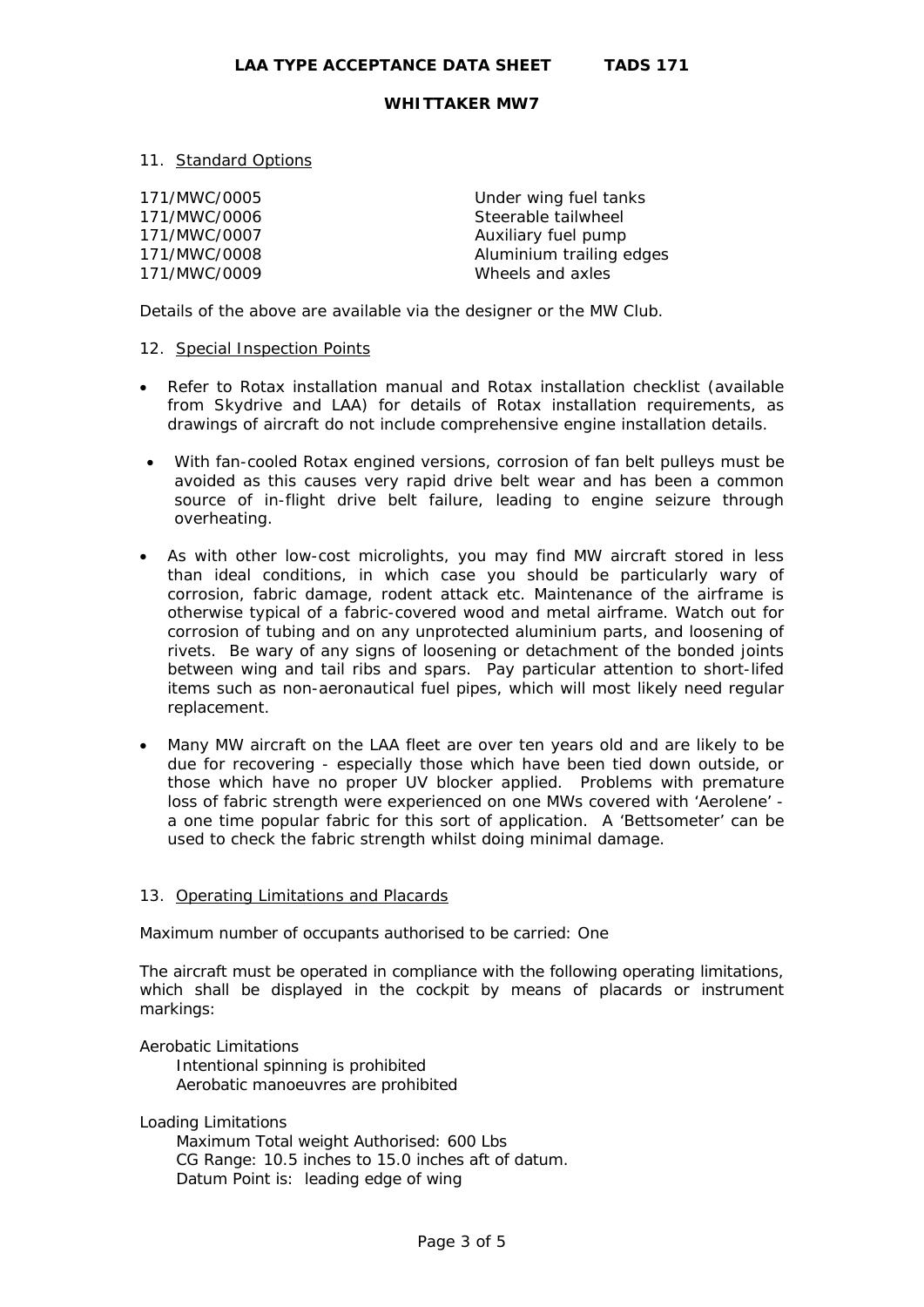11. Standard Options

| | |
|---|---|
| 171/MWC/0005 | Under wing fuel tanks |
| 171/MWC/0006 | Steerable tailwheel |
| 171/MWC/0007 | Auxiliary fuel pump |
| 171/MWC/0008 | Aluminium trailing edges |
| 171/MWC/0009 | Wheels and axles |

Details of the above are available via the designer or the MW Club.

12. Special Inspection Points

- Refer to Rotax installation manual and Rotax installation checklist (available from Skydrive and LAA) for details of Rotax installation requirements, as drawings of aircraft do not include comprehensive engine installation details.
- With fan-cooled Rotax engined versions, corrosion of fan belt pulleys must be avoided as this causes very rapid drive belt wear and has been a common source of in-flight drive belt failure, leading to engine seizure through overheating.
- As with other low-cost microlights, you may find MW aircraft stored in less than ideal conditions, in which case you should be particularly wary of corrosion, fabric damage, rodent attack etc. Maintenance of the airframe is otherwise typical of a fabric-covered wood and metal airframe. Watch out for corrosion of tubing and on any unprotected aluminium parts, and loosening of rivets. Be wary of any signs of loosening or detachment of the bonded joints between wing and tail ribs and spars. Pay particular attention to short-lifed items such as non-aeronautical fuel pipes, which will most likely need regular replacement.
- Many MW aircraft on the LAA fleet are over ten years old and are likely to be due for recovering - especially those which have been tied down outside, or those which have no proper UV blocker applied. Problems with premature loss of fabric strength were experienced on one MWs covered with 'Aerolene' - a one time popular fabric for this sort of application. A 'Bettsometer' can be used to check the fabric strength whilst doing minimal damage.

13. Operating Limitations and Placards

Maximum number of occupants authorised to be carried: One

The aircraft must be operated in compliance with the following operating limitations, which shall be displayed in the cockpit by means of placards or instrument markings:

Aerobatic Limitations
  Intentional spinning is prohibited
  Aerobatic manoeuvres are prohibited

Loading Limitations
  Maximum Total weight Authorised: 600 Lbs
  CG Range: 10.5 inches to 15.0 inches aft of datum.
  Datum Point is: leading edge of wing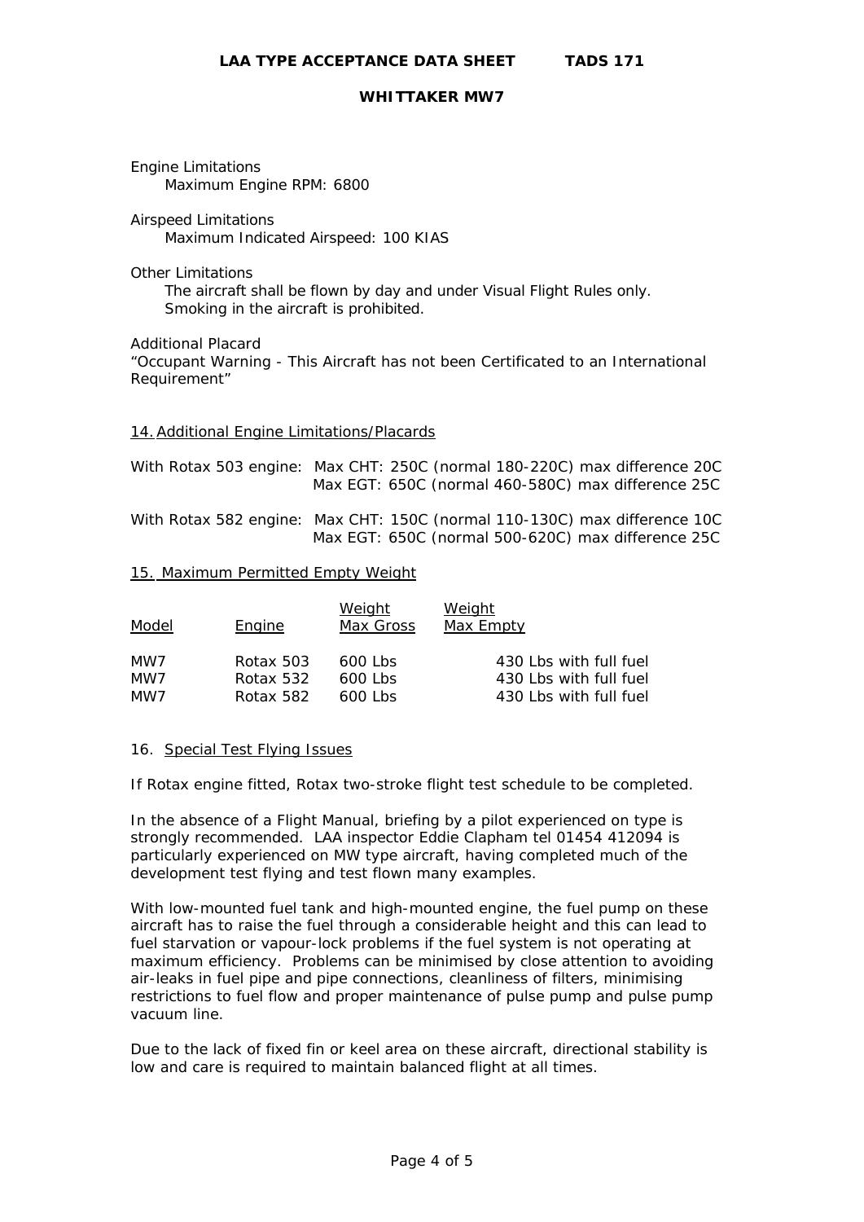Engine Limitations

Maximum Engine RPM: 6800

Airspeed Limitations

Maximum Indicated Airspeed: 100 KIAS

Other Limitations

The aircraft shall be flown by day and under Visual Flight Rules only.
Smoking in the aircraft is prohibited.

Additional Placard

"Occupant Warning - This Aircraft has not been Certificated to an International Requirement"

## 14. Additional Engine Limitations/Placards

With Rotax 503 engine: Max CHT: 250C (normal 180-220C) max difference 20C
Max EGT: 650C (normal 460-580C) max difference 25C

With Rotax 582 engine: Max CHT: 150C (normal 110-130C) max difference 10C
Max EGT: 650C (normal 500-620C) max difference 25C

## 15. Maximum Permitted Empty Weight

| Model | Engine | Weight Max Gross | Weight Max Empty |
|---|---|---|---|
| MW7 | Rotax 503 | 600 Lbs | 430 Lbs with full fuel |
| MW7 | Rotax 532 | 600 Lbs | 430 Lbs with full fuel |
| MW7 | Rotax 582 | 600 Lbs | 430 Lbs with full fuel |

## 16. Special Test Flying Issues

If Rotax engine fitted, Rotax two-stroke flight test schedule to be completed.

In the absence of a Flight Manual, briefing by a pilot experienced on type is strongly recommended. LAA inspector Eddie Clapham tel 01454 412094 is particularly experienced on MW type aircraft, having completed much of the development test flying and test flown many examples.

With low-mounted fuel tank and high-mounted engine, the fuel pump on these aircraft has to raise the fuel through a considerable height and this can lead to fuel starvation or vapour-lock problems if the fuel system is not operating at maximum efficiency. Problems can be minimised by close attention to avoiding air-leaks in fuel pipe and pipe connections, cleanliness of filters, minimising restrictions to fuel flow and proper maintenance of pulse pump and pulse pump vacuum line.

Due to the lack of fixed fin or keel area on these aircraft, directional stability is low and care is required to maintain balanced flight at all times.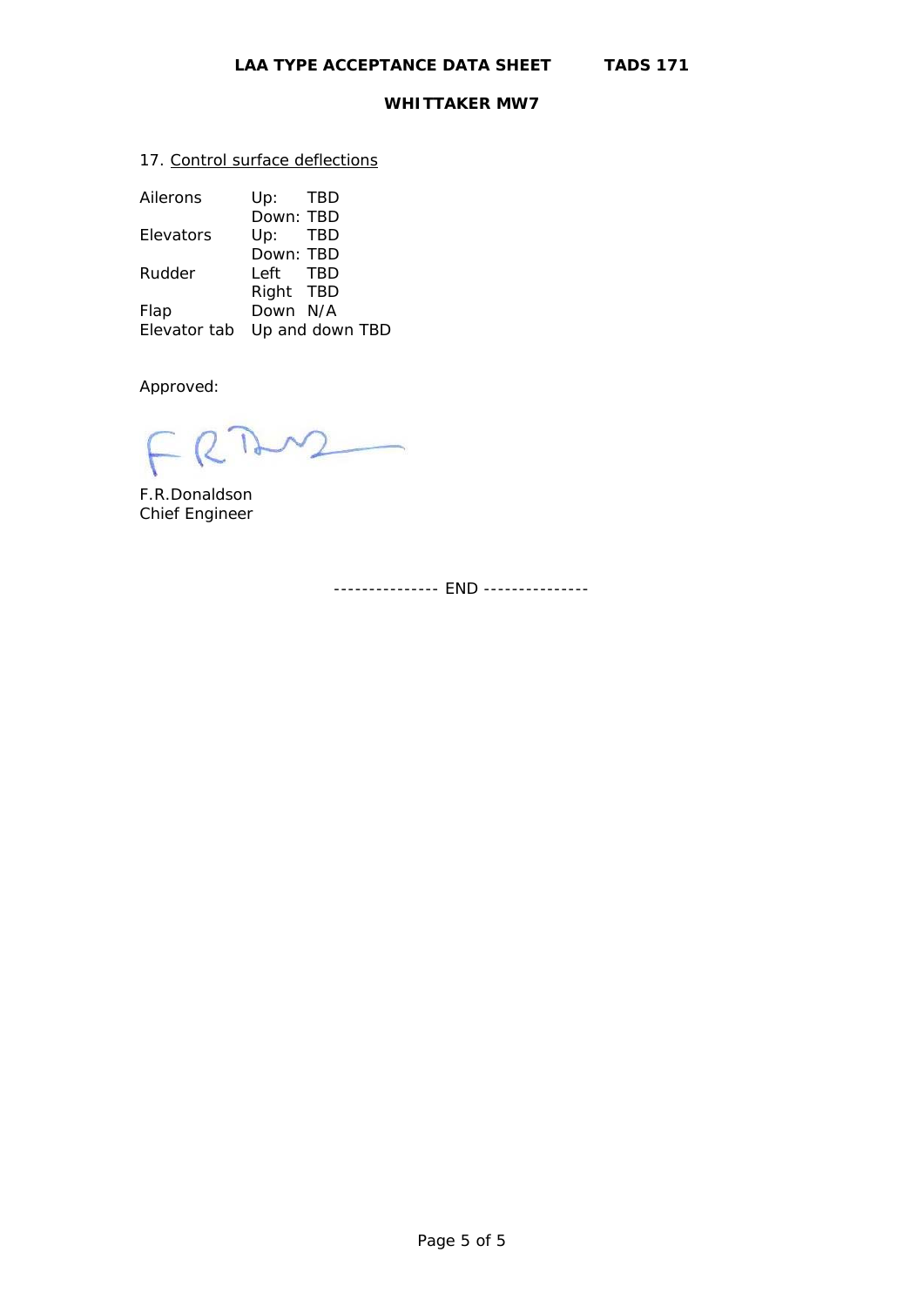17. Control surface deflections

| | | |
|---|---|---|
| Ailerons | Up: | TBD |
| | Down: | TBD |
| Elevators | Up: | TBD |
| | Down: | TBD |
| Rudder | Left | TBD |
| | Right | TBD |
| Flap | Down | N/A |
| Elevator tab | Up and down TBD | |

Approved:

F.R.Donaldson
Chief Engineer

--------------- END ---------------